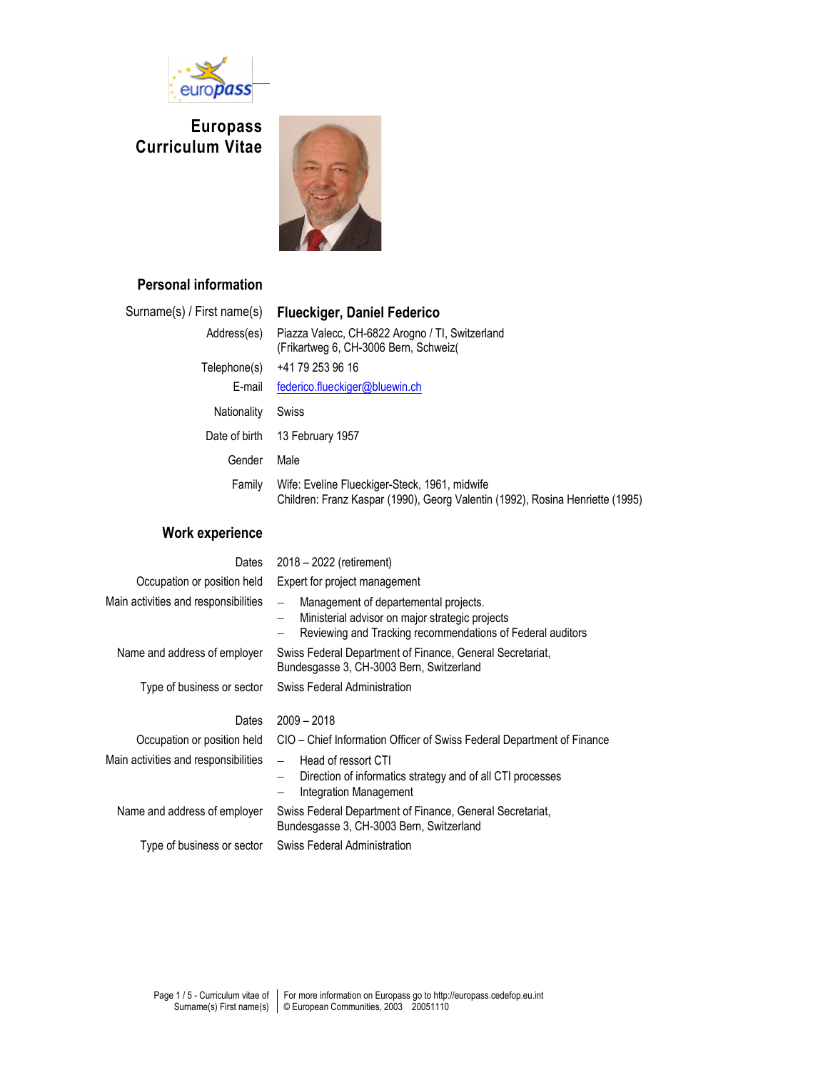# Europass Curriculum Vitae

## Personal information

| | |
|---|---|
| Surname(s) / First name(s) | **Flueckiger, Daniel Federico** |
| Address(es) | Piazza Valecc, CH-6822 Arogno / TI, Switzerland<br>(Frikartweg 6, CH-3006 Bern, Schweiz( |
| Telephone(s) | +41 79 253 96 16 |
| E-mail | federico.flueckiger@bluewin.ch |
| Nationality | Swiss |
| Date of birth | 13 February 1957 |
| Gender | Male |
| Family | Wife: Eveline Flueckiger-Steck, 1961, midwife<br>Children: Franz Kaspar (1990), Georg Valentin (1992), Rosina Henriette (1995) |

## Work experience

| | |
|---|---|
| Dates | 2018 – 2022 (retirement) |
| Occupation or position held | Expert for project management |
| Main activities and responsibilities | – Management of departemental projects.<br>– Ministerial advisor on major strategic projects<br>– Reviewing and Tracking recommendations of Federal auditors |
| Name and address of employer | Swiss Federal Department of Finance, General Secretariat,<br>Bundesgasse 3, CH-3003 Bern, Switzerland |
| Type of business or sector | Swiss Federal Administration |
| | |
| Dates | 2009 – 2018 |
| Occupation or position held | CIO – Chief Information Officer of Swiss Federal Department of Finance |
| Main activities and responsibilities | – Head of ressort CTI<br>– Direction of informatics strategy and of all CTI processes<br>– Integration Management |
| Name and address of employer | Swiss Federal Department of Finance, General Secretariat,<br>Bundesgasse 3, CH-3003 Bern, Switzerland |
| Type of business or sector | Swiss Federal Administration |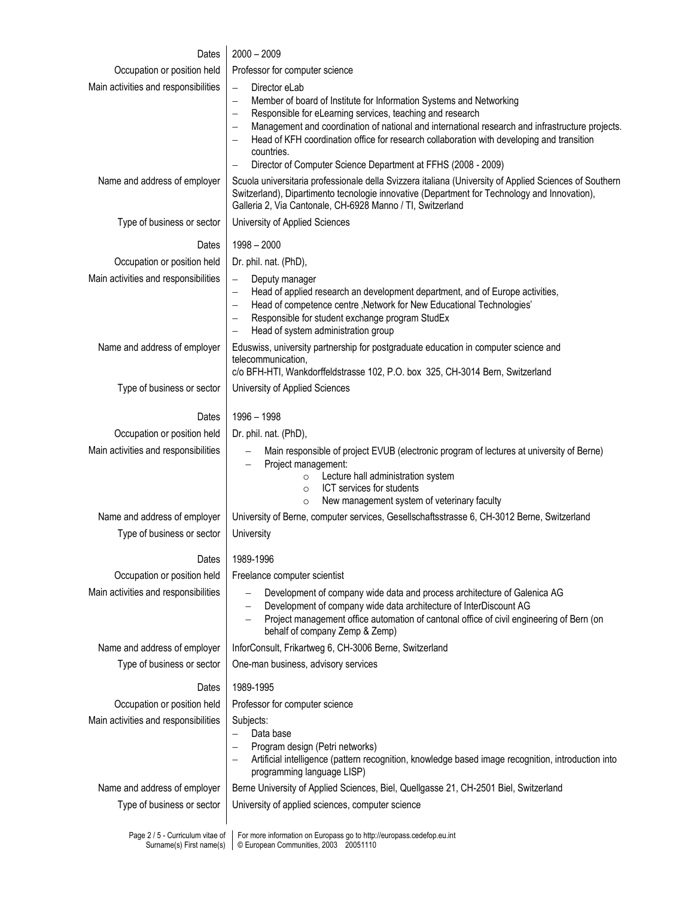| | |
|---|---|
| Dates | 2000 – 2009 |
| Occupation or position held | Professor for computer science |
| Main activities and responsibilities | – Director eLab<br>– Member of board of Institute for Information Systems and Networking<br>– Responsible for eLearning services, teaching and research<br>– Management and coordination of national and international research and infrastructure projects.<br>– Head of KFH coordination office for research collaboration with developing and transition countries.<br>– Director of Computer Science Department at FFHS (2008 - 2009) |
| Name and address of employer | Scuola universitaria professionale della Svizzera italiana (University of Applied Sciences of Southern Switzerland), Dipartimento tecnologie innovative (Department for Technology and Innovation), Galleria 2, Via Cantonale, CH-6928 Manno / TI, Switzerland |
| Type of business or sector | University of Applied Sciences |
| Dates | 1998 – 2000 |
| Occupation or position held | Dr. phil. nat. (PhD), |
| Main activities and responsibilities | – Deputy manager<br>– Head of applied research an development department, and of Europe activities,<br>– Head of competence centre ,Network for New Educational Technologies'<br>– Responsible for student exchange program StudEx<br>– Head of system administration group |
| Name and address of employer | Eduswiss, university partnership for postgraduate education in computer science and telecommunication,<br>c/o BFH-HTI, Wankdorffeldstrasse 102, P.O. box 325, CH-3014 Bern, Switzerland |
| Type of business or sector | University of Applied Sciences |
| Dates | 1996 – 1998 |
| Occupation or position held | Dr. phil. nat. (PhD), |
| Main activities and responsibilities | – Main responsible of project EVUB (electronic program of lectures at university of Berne)<br>– Project management:<br>&nbsp;&nbsp;&nbsp;&nbsp;o Lecture hall administration system<br>&nbsp;&nbsp;&nbsp;&nbsp;o ICT services for students<br>&nbsp;&nbsp;&nbsp;&nbsp;o New management system of veterinary faculty |
| Name and address of employer | University of Berne, computer services, Gesellschaftsstrasse 6, CH-3012 Berne, Switzerland |
| Type of business or sector | University |
| Dates | 1989-1996 |
| Occupation or position held | Freelance computer scientist |
| Main activities and responsibilities | – Development of company wide data and process architecture of Galenica AG<br>– Development of company wide data architecture of InterDiscount AG<br>– Project management office automation of cantonal office of civil engineering of Bern (on behalf of company Zemp & Zemp) |
| Name and address of employer | InforConsult, Frikartweg 6, CH-3006 Berne, Switzerland |
| Type of business or sector | One-man business, advisory services |
| Dates | 1989-1995 |
| Occupation or position held | Professor for computer science |
| Main activities and responsibilities | Subjects:<br>– Data base<br>– Program design (Petri networks)<br>– Artificial intelligence (pattern recognition, knowledge based image recognition, introduction into programming language LISP) |
| Name and address of employer | Berne University of Applied Sciences, Biel, Quellgasse 21, CH-2501 Biel, Switzerland |
| Type of business or sector | University of applied sciences, computer science |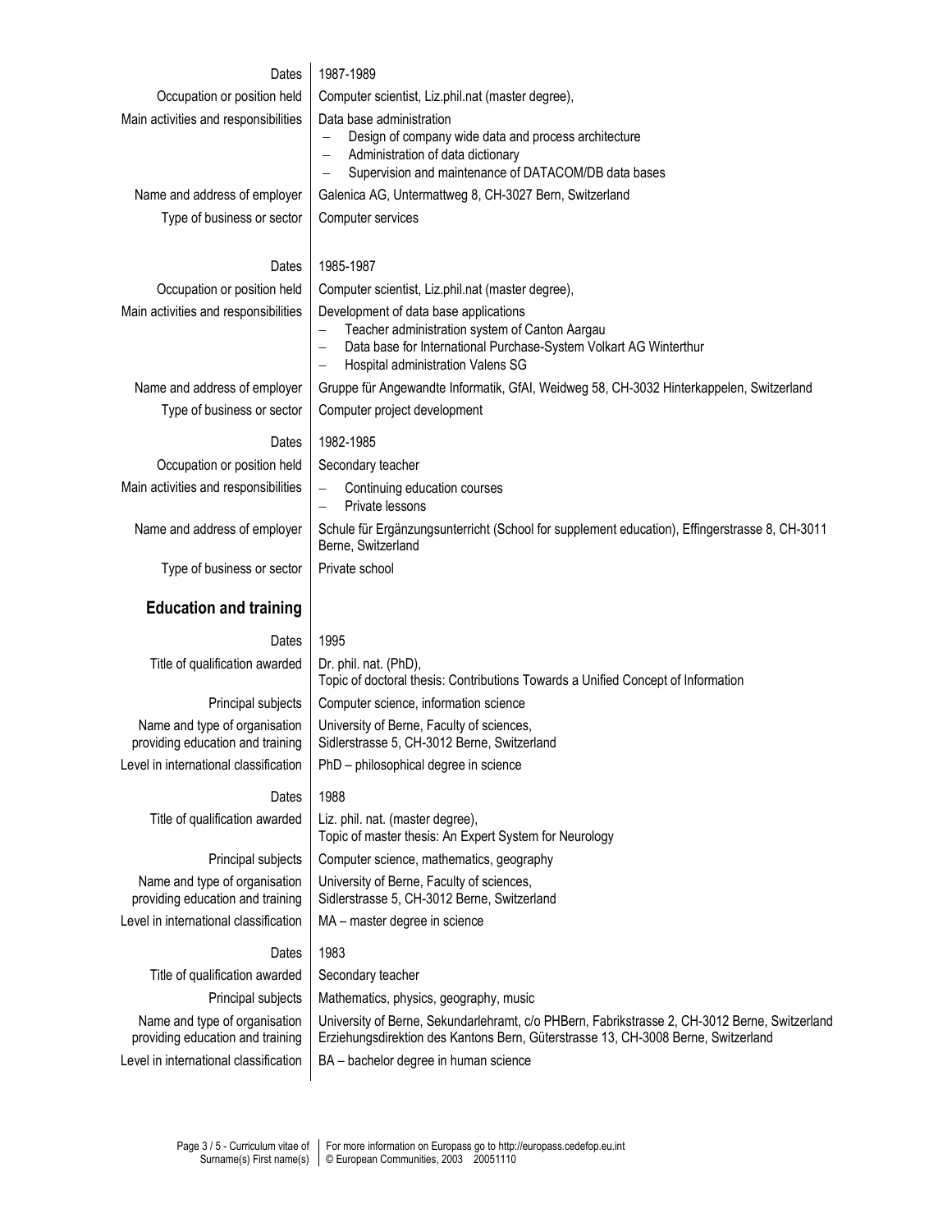| | |
|---|---|
| Dates | 1987-1989 |
| Occupation or position held | Computer scientist, Liz.phil.nat (master degree), |
| Main activities and responsibilities | Data base administration<br>– Design of company wide data and process architecture<br>– Administration of data dictionary<br>– Supervision and maintenance of DATACOM/DB data bases |
| Name and address of employer | Galenica AG, Untermattweg 8, CH-3027 Bern, Switzerland |
| Type of business or sector | Computer services |
| | |
| Dates | 1985-1987 |
| Occupation or position held | Computer scientist, Liz.phil.nat (master degree), |
| Main activities and responsibilities | Development of data base applications<br>– Teacher administration system of Canton Aargau<br>– Data base for International Purchase-System Volkart AG Winterthur<br>– Hospital administration Valens SG |
| Name and address of employer | Gruppe für Angewandte Informatik, GfAI, Weidweg 58, CH-3032 Hinterkappelen, Switzerland |
| Type of business or sector | Computer project development |
| | |
| Dates | 1982-1985 |
| Occupation or position held | Secondary teacher |
| Main activities and responsibilities | – Continuing education courses<br>– Private lessons |
| Name and address of employer | Schule für Ergänzungsunterricht (School for supplement education), Effingerstrasse 8, CH-3011 Berne, Switzerland |
| Type of business or sector | Private school |

## Education and training

| | |
|---|---|
| Dates | 1995 |
| Title of qualification awarded | Dr. phil. nat. (PhD),<br>Topic of doctoral thesis: Contributions Towards a Unified Concept of Information |
| Principal subjects | Computer science, information science |
| Name and type of organisation providing education and training | University of Berne, Faculty of sciences,<br>Sidlerstrasse 5, CH-3012 Berne, Switzerland |
| Level in international classification | PhD – philosophical degree in science |
| | |
| Dates | 1988 |
| Title of qualification awarded | Liz. phil. nat. (master degree),<br>Topic of master thesis: An Expert System for Neurology |
| Principal subjects | Computer science, mathematics, geography |
| Name and type of organisation providing education and training | University of Berne, Faculty of sciences,<br>Sidlerstrasse 5, CH-3012 Berne, Switzerland |
| Level in international classification | MA – master degree in science |
| | |
| Dates | 1983 |
| Title of qualification awarded | Secondary teacher |
| Principal subjects | Mathematics, physics, geography, music |
| Name and type of organisation providing education and training | University of Berne, Sekundarlehramt, c/o PHBern, Fabrikstrasse 2, CH-3012 Berne, Switzerland<br>Erziehungsdirektion des Kantons Bern, Güterstrasse 13, CH-3008 Berne, Switzerland |
| Level in international classification | BA – bachelor degree in human science |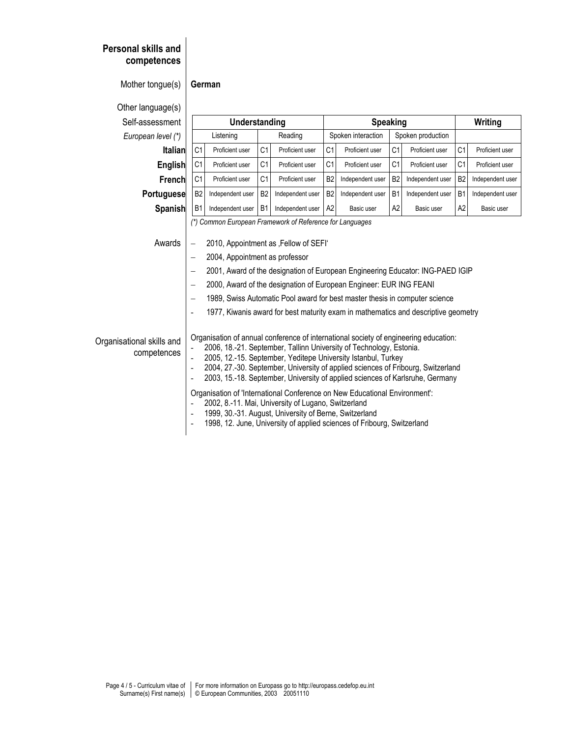## Personal skills and competences

Mother tongue(s) **German**

Other language(s)

| Self-assessment | Understanding | | | | Speaking | | | | Writing | |
|---|---|---|---|---|---|---|---|---|---|---|
| *European level (\*)* | Listening | | Reading | | Spoken interaction | | Spoken production | | | |
| **Italian** | C1 | Proficient user | C1 | Proficient user | C1 | Proficient user | C1 | Proficient user | C1 | Proficient user |
| **English** | C1 | Proficient user | C1 | Proficient user | C1 | Proficient user | C1 | Proficient user | C1 | Proficient user |
| **French** | C1 | Proficient user | C1 | Proficient user | B2 | Independent user | B2 | Independent user | B2 | Independent user |
| **Portuguese** | B2 | Independent user | B2 | Independent user | B2 | Independent user | B1 | Independent user | B1 | Independent user |
| **Spanish** | B1 | Independent user | B1 | Independent user | A2 | Basic user | A2 | Basic user | A2 | Basic user |

*(\*) Common European Framework of Reference for Languages*

Awards

- 2010, Appointment as ‚Fellow of SEFI'
- 2004, Appointment as professor
- 2001, Award of the designation of European Engineering Educator: ING-PAED IGIP
- 2000, Award of the designation of European Engineer: EUR ING FEANI
- 1989, Swiss Automatic Pool award for best master thesis in computer science
- 1977, Kiwanis award for best maturity exam in mathematics and descriptive geometry

Organisational skills and competences

Organisation of annual conference of international society of engineering education:

- 2006, 18.-21. September, Tallinn University of Technology, Estonia.
- 2005, 12.-15. September, Yeditepe University Istanbul, Turkey
- 2004, 27.-30. September, University of applied sciences of Fribourg, Switzerland
- 2003, 15.-18. September, University of applied sciences of Karlsruhe, Germany

Organisation of 'International Conference on New Educational Environment':

- 2002, 8.-11. Mai, University of Lugano, Switzerland
- 1999, 30.-31. August, University of Berne, Switzerland
- 1998, 12. June, University of applied sciences of Fribourg, Switzerland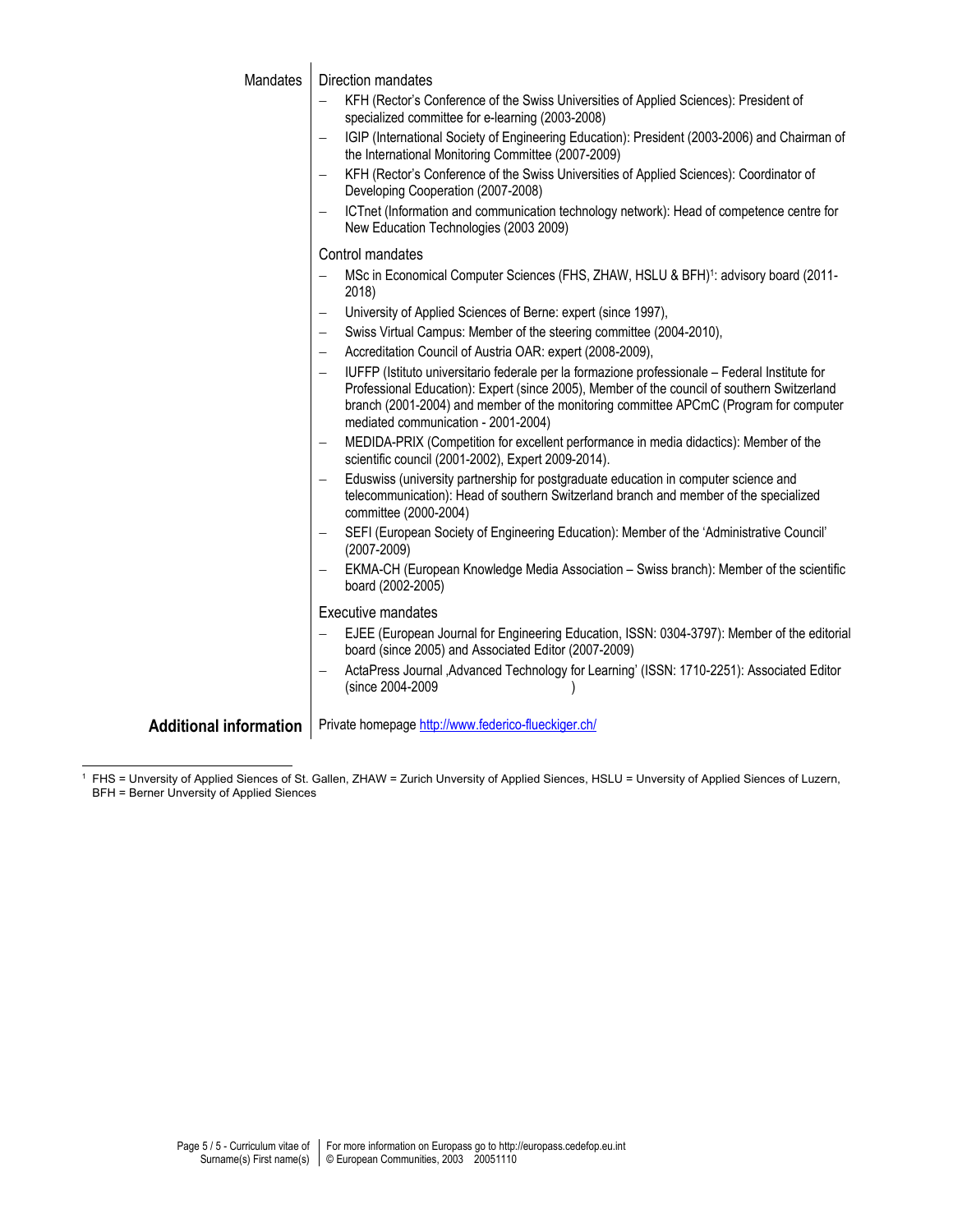## Mandates

### Direction mandates

- KFH (Rector's Conference of the Swiss Universities of Applied Sciences): President of specialized committee for e-learning (2003-2008)
- IGIP (International Society of Engineering Education): President (2003-2006) and Chairman of the International Monitoring Committee (2007-2009)
- KFH (Rector's Conference of the Swiss Universities of Applied Sciences): Coordinator of Developing Cooperation (2007-2008)
- ICTnet (Information and communication technology network): Head of competence centre for New Education Technologies (2003 2009)

### Control mandates

- MSc in Economical Computer Sciences (FHS, ZHAW, HSLU & BFH)[1]: advisory board (2011-2018)
- University of Applied Sciences of Berne: expert (since 1997),
- Swiss Virtual Campus: Member of the steering committee (2004-2010),
- Accreditation Council of Austria OAR: expert (2008-2009),
- IUFFP (Istituto universitario federale per la formazione professionale – Federal Institute for Professional Education): Expert (since 2005), Member of the council of southern Switzerland branch (2001-2004) and member of the monitoring committee APCmC (Program for computer mediated communication - 2001-2004)
- MEDIDA-PRIX (Competition for excellent performance in media didactics): Member of the scientific council (2001-2002), Expert 2009-2014).
- Eduswiss (university partnership for postgraduate education in computer science and telecommunication): Head of southern Switzerland branch and member of the specialized committee (2000-2004)
- SEFI (European Society of Engineering Education): Member of the 'Administrative Council' (2007-2009)
- EKMA-CH (European Knowledge Media Association – Swiss branch): Member of the scientific board (2002-2005)

### Executive mandates

- EJEE (European Journal for Engineering Education, ISSN: 0304-3797): Member of the editorial board (since 2005) and Associated Editor (2007-2009)
- ActaPress Journal ‚Advanced Technology for Learning' (ISSN: 1710-2251): Associated Editor (since 2004-2009 )

## Additional information

Private homepage http://www.federico-flueckiger.ch/

---

[1] FHS = Unversity of Applied Siences of St. Gallen, ZHAW = Zurich Unversity of Applied Siences, HSLU = Unversity of Applied Siences of Luzern, BFH = Berner Unversity of Applied Siences